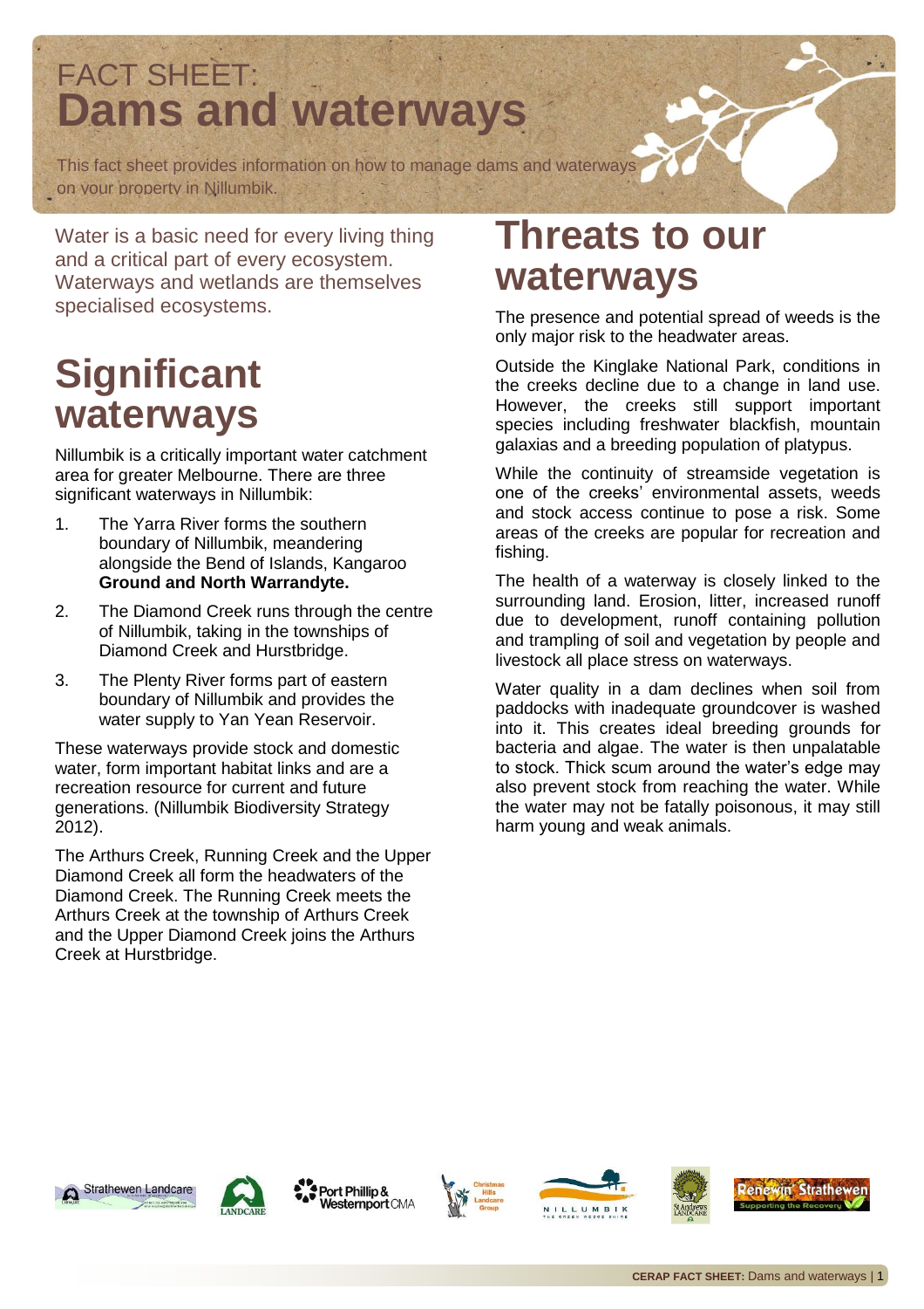# FACT SHEET: Dams and waterways

This fact sheet provides information on how to manage dams and waterways on your property in Nillumbik.

Water is a basic need for every living thing and a critical part of every ecosystem. Waterways and wetlands are themselves specialised ecosystems.

## Significant waterways

Nillumbik is a critically important water catchment area for greater Melbourne. There are three significant waterways in Nillumbik:

1. The Yarra River forms the southern boundary of Nillumbik, meandering alongside the Bend of Islands, Kangaroo **Ground and North Warrandyte.**
2. The Diamond Creek runs through the centre of Nillumbik, taking in the townships of Diamond Creek and Hurstbridge.
3. The Plenty River forms part of eastern boundary of Nillumbik and provides the water supply to Yan Yean Reservoir.

These waterways provide stock and domestic water, form important habitat links and are a recreation resource for current and future generations. (Nillumbik Biodiversity Strategy 2012).

The Arthurs Creek, Running Creek and the Upper Diamond Creek all form the headwaters of the Diamond Creek. The Running Creek meets the Arthurs Creek at the township of Arthurs Creek and the Upper Diamond Creek joins the Arthurs Creek at Hurstbridge.

## Threats to our waterways

The presence and potential spread of weeds is the only major risk to the headwater areas.

Outside the Kinglake National Park, conditions in the creeks decline due to a change in land use. However, the creeks still support important species including freshwater blackfish, mountain galaxias and a breeding population of platypus.

While the continuity of streamside vegetation is one of the creeks' environmental assets, weeds and stock access continue to pose a risk. Some areas of the creeks are popular for recreation and fishing.

The health of a waterway is closely linked to the surrounding land. Erosion, litter, increased runoff due to development, runoff containing pollution and trampling of soil and vegetation by people and livestock all place stress on waterways.

Water quality in a dam declines when soil from paddocks with inadequate groundcover is washed into it. This creates ideal breeding grounds for bacteria and algae. The water is then unpalatable to stock. Thick scum around the water's edge may also prevent stock from reaching the water. While the water may not be fatally poisonous, it may still harm young and weak animals.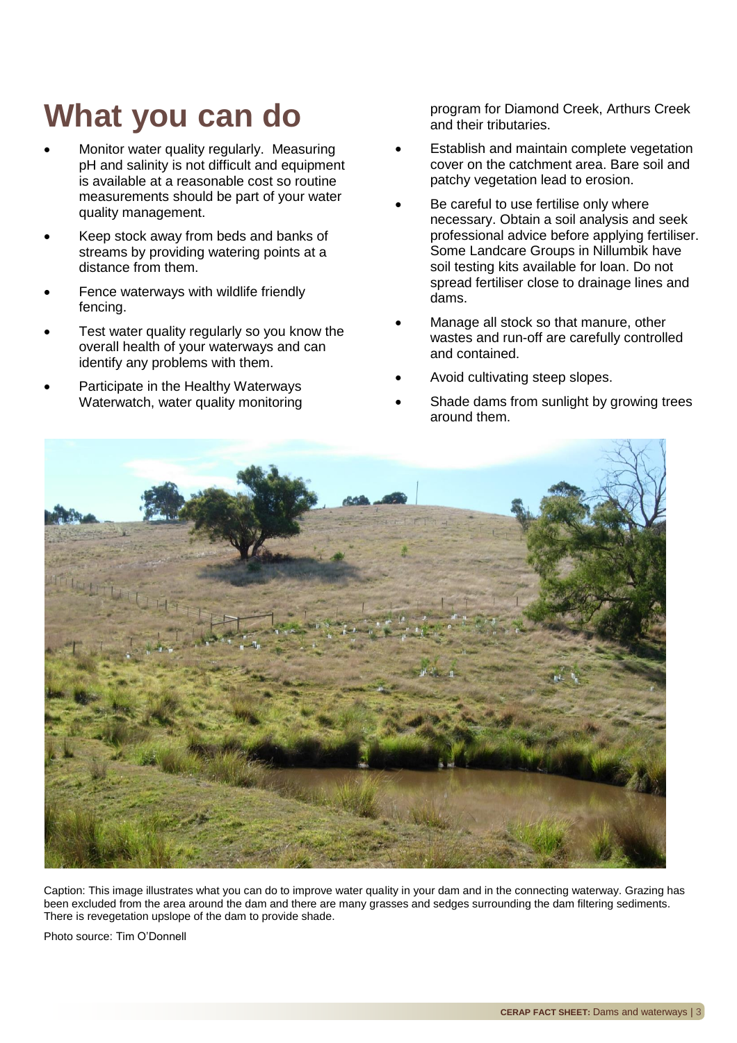# What you can do

- Monitor water quality regularly. Measuring pH and salinity is not difficult and equipment is available at a reasonable cost so routine measurements should be part of your water quality management.
- Keep stock away from beds and banks of streams by providing watering points at a distance from them.
- Fence waterways with wildlife friendly fencing.
- Test water quality regularly so you know the overall health of your waterways and can identify any problems with them.
- Participate in the Healthy Waterways Waterwatch, water quality monitoring program for Diamond Creek, Arthurs Creek and their tributaries.
- Establish and maintain complete vegetation cover on the catchment area. Bare soil and patchy vegetation lead to erosion.
- Be careful to use fertilise only where necessary. Obtain a soil analysis and seek professional advice before applying fertiliser. Some Landcare Groups in Nillumbik have soil testing kits available for loan. Do not spread fertiliser close to drainage lines and dams.
- Manage all stock so that manure, other wastes and run-off are carefully controlled and contained.
- Avoid cultivating steep slopes.
- Shade dams from sunlight by growing trees around them.

Caption: This image illustrates what you can do to improve water quality in your dam and in the connecting waterway. Grazing has been excluded from the area around the dam and there are many grasses and sedges surrounding the dam filtering sediments. There is revegetation upslope of the dam to provide shade.

Photo source: Tim O'Donnell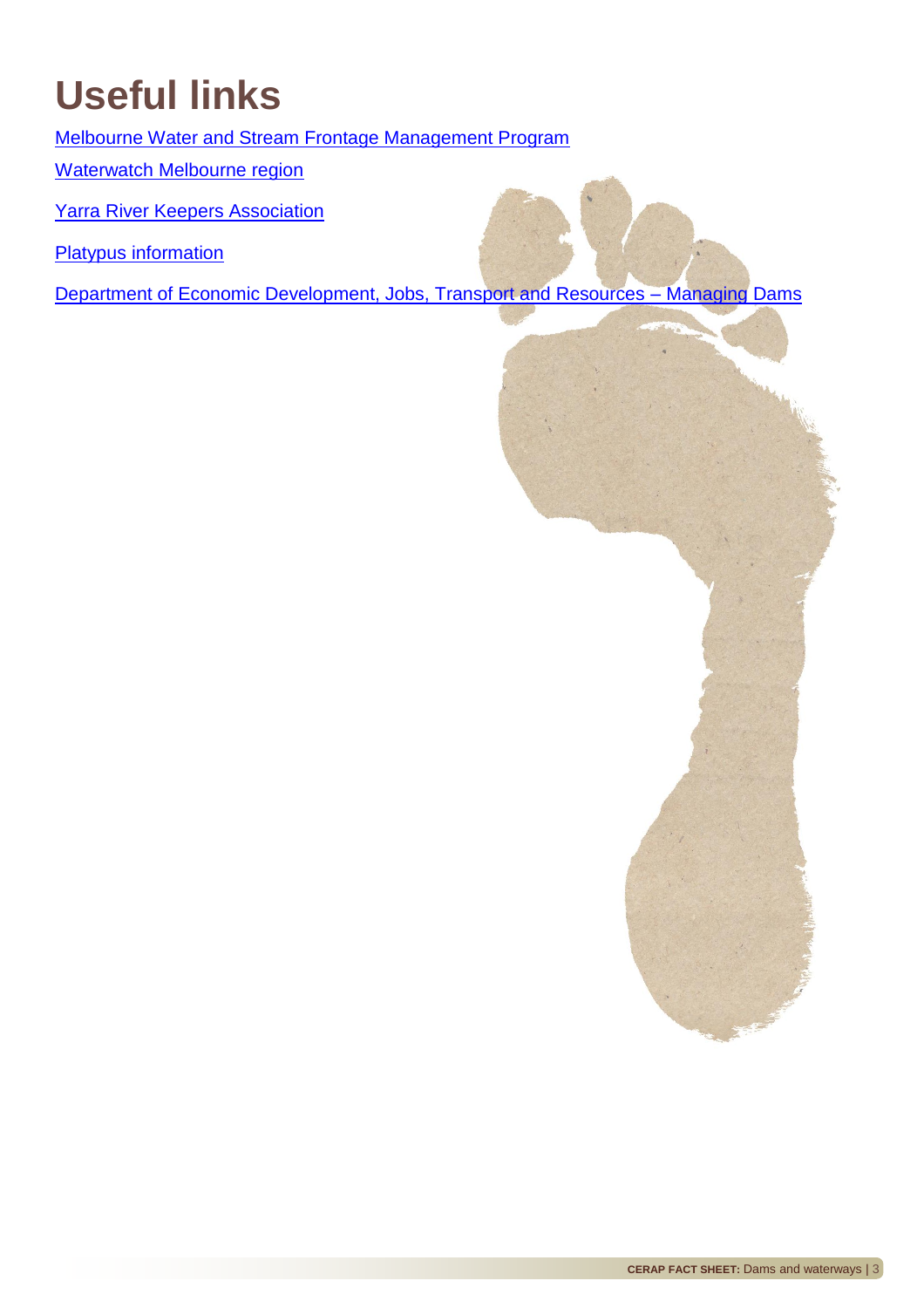# Useful links

Melbourne Water and Stream Frontage Management Program

Waterwatch Melbourne region

Yarra River Keepers Association

Platypus information

Department of Economic Development, Jobs, Transport and Resources – Managing Dams